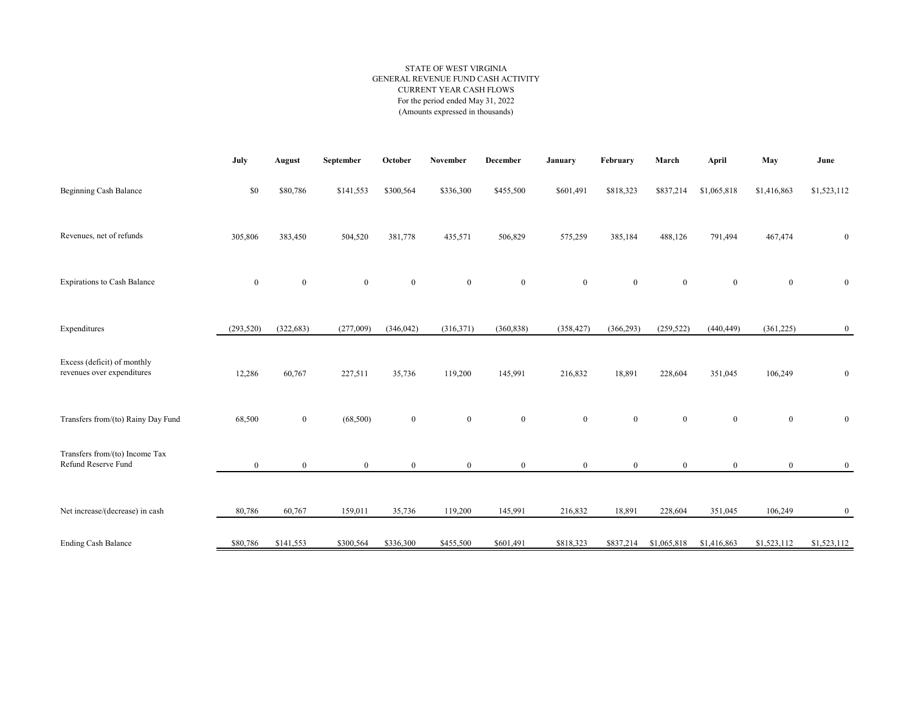STATE OF WEST VIRGINIA
GENERAL REVENUE FUND CASH ACTIVITY
CURRENT YEAR CASH FLOWS
For the period ended May 31, 2022
(Amounts expressed in thousands)

| | July | August | September | October | November | December | January | February | March | April | May | June |
|---|---|---|---|---|---|---|---|---|---|---|---|---|
| Beginning Cash Balance | $0 | $80,786 | $141,553 | $300,564 | $336,300 | $455,500 | $601,491 | $818,323 | $837,214 | $1,065,818 | $1,416,863 | $1,523,112 |
| Revenues, net of refunds | 305,806 | 383,450 | 504,520 | 381,778 | 435,571 | 506,829 | 575,259 | 385,184 | 488,126 | 791,494 | 467,474 | 0 |
| Expirations to Cash Balance | 0 | 0 | 0 | 0 | 0 | 0 | 0 | 0 | 0 | 0 | 0 | 0 |
| Expenditures | (293,520) | (322,683) | (277,009) | (346,042) | (316,371) | (360,838) | (358,427) | (366,293) | (259,522) | (440,449) | (361,225) | 0 |
| Excess (deficit) of monthly revenues over expenditures | 12,286 | 60,767 | 227,511 | 35,736 | 119,200 | 145,991 | 216,832 | 18,891 | 228,604 | 351,045 | 106,249 | 0 |
| Transfers from/(to) Rainy Day Fund | 68,500 | 0 | (68,500) | 0 | 0 | 0 | 0 | 0 | 0 | 0 | 0 | 0 |
| Transfers from/(to) Income Tax Refund Reserve Fund | 0 | 0 | 0 | 0 | 0 | 0 | 0 | 0 | 0 | 0 | 0 | 0 |
| Net increase/(decrease) in cash | 80,786 | 60,767 | 159,011 | 35,736 | 119,200 | 145,991 | 216,832 | 18,891 | 228,604 | 351,045 | 106,249 | 0 |
| Ending Cash Balance | $80,786 | $141,553 | $300,564 | $336,300 | $455,500 | $601,491 | $818,323 | $837,214 | $1,065,818 | $1,416,863 | $1,523,112 | $1,523,112 |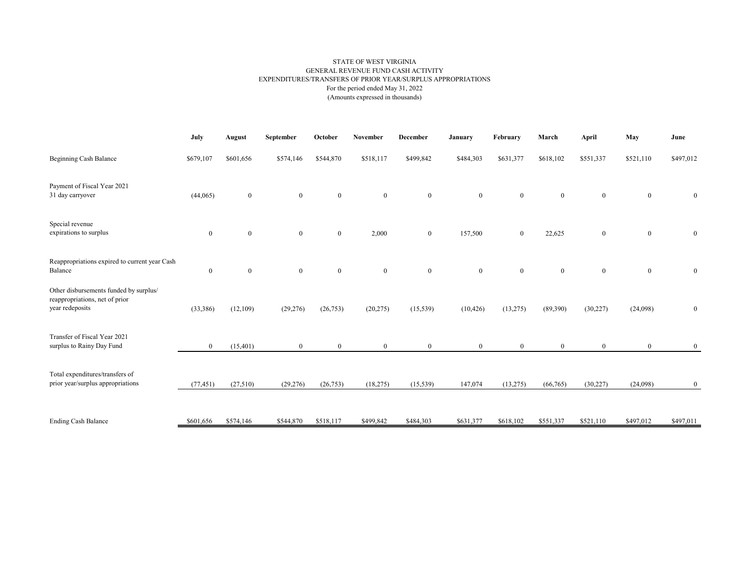STATE OF WEST VIRGINIA
GENERAL REVENUE FUND CASH ACTIVITY
EXPENDITURES/TRANSFERS OF PRIOR YEAR/SURPLUS APPROPRIATIONS
For the period ended May 31, 2022
(Amounts expressed in thousands)

| | July | August | September | October | November | December | January | February | March | April | May | June |
|---|---|---|---|---|---|---|---|---|---|---|---|---|
| Beginning Cash Balance | $679,107 | $601,656 | $574,146 | $544,870 | $518,117 | $499,842 | $484,303 | $631,377 | $618,102 | $551,337 | $521,110 | $497,012 |
| Payment of Fiscal Year 2021 31 day carryover | (44,065) | 0 | 0 | 0 | 0 | 0 | 0 | 0 | 0 | 0 | 0 | 0 |
| Special revenue expirations to surplus | 0 | 0 | 0 | 0 | 2,000 | 0 | 157,500 | 0 | 22,625 | 0 | 0 | 0 |
| Reappropriations expired to current year Cash Balance | 0 | 0 | 0 | 0 | 0 | 0 | 0 | 0 | 0 | 0 | 0 | 0 |
| Other disbursements funded by surplus/ reappropriations, net of prior year redeposits | (33,386) | (12,109) | (29,276) | (26,753) | (20,275) | (15,539) | (10,426) | (13,275) | (89,390) | (30,227) | (24,098) | 0 |
| Transfer of Fiscal Year 2021 surplus to Rainy Day Fund | 0 | (15,401) | 0 | 0 | 0 | 0 | 0 | 0 | 0 | 0 | 0 | 0 |
| Total expenditures/transfers of prior year/surplus appropriations | (77,451) | (27,510) | (29,276) | (26,753) | (18,275) | (15,539) | 147,074 | (13,275) | (66,765) | (30,227) | (24,098) | 0 |
| Ending Cash Balance | $601,656 | $574,146 | $544,870 | $518,117 | $499,842 | $484,303 | $631,377 | $618,102 | $551,337 | $521,110 | $497,012 | $497,011 |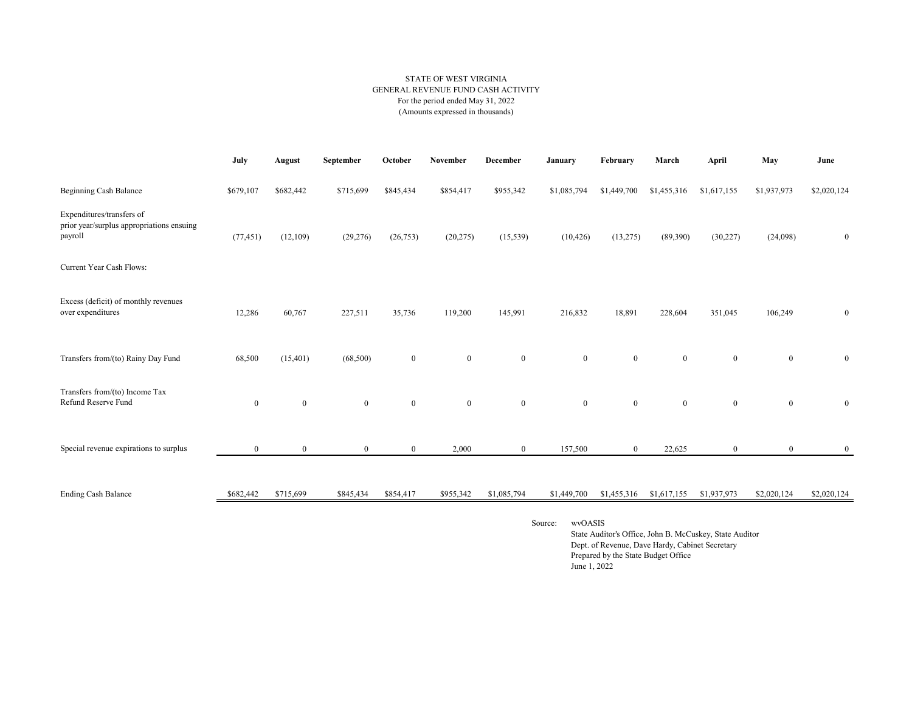STATE OF WEST VIRGINIA
GENERAL REVENUE FUND CASH ACTIVITY
For the period ended May 31, 2022
(Amounts expressed in thousands)

| | July | August | September | October | November | December | January | February | March | April | May | June |
|---|---|---|---|---|---|---|---|---|---|---|---|---|
| Beginning Cash Balance | $679,107 | $682,442 | $715,699 | $845,434 | $854,417 | $955,342 | $1,085,794 | $1,449,700 | $1,455,316 | $1,617,155 | $1,937,973 | $2,020,124 |
| Expenditures/transfers of prior year/surplus appropriations ensuing payroll | (77,451) | (12,109) | (29,276) | (26,753) | (20,275) | (15,539) | (10,426) | (13,275) | (89,390) | (30,227) | (24,098) | 0 |
| Current Year Cash Flows: | | | | | | | | | | | | |
| Excess (deficit) of monthly revenues over expenditures | 12,286 | 60,767 | 227,511 | 35,736 | 119,200 | 145,991 | 216,832 | 18,891 | 228,604 | 351,045 | 106,249 | 0 |
| Transfers from/(to) Rainy Day Fund | 68,500 | (15,401) | (68,500) | 0 | 0 | 0 | 0 | 0 | 0 | 0 | 0 | 0 |
| Transfers from/(to) Income Tax Refund Reserve Fund | 0 | 0 | 0 | 0 | 0 | 0 | 0 | 0 | 0 | 0 | 0 | 0 |
| Special revenue expirations to surplus | 0 | 0 | 0 | 0 | 2,000 | 0 | 157,500 | 0 | 22,625 | 0 | 0 | 0 |
| Ending Cash Balance | $682,442 | $715,699 | $845,434 | $854,417 | $955,342 | $1,085,794 | $1,449,700 | $1,455,316 | $1,617,155 | $1,937,973 | $2,020,124 | $2,020,124 |

Source: wvOASIS
State Auditor's Office, John B. McCuskey, State Auditor
Dept. of Revenue, Dave Hardy, Cabinet Secretary
Prepared by the State Budget Office
June 1, 2022